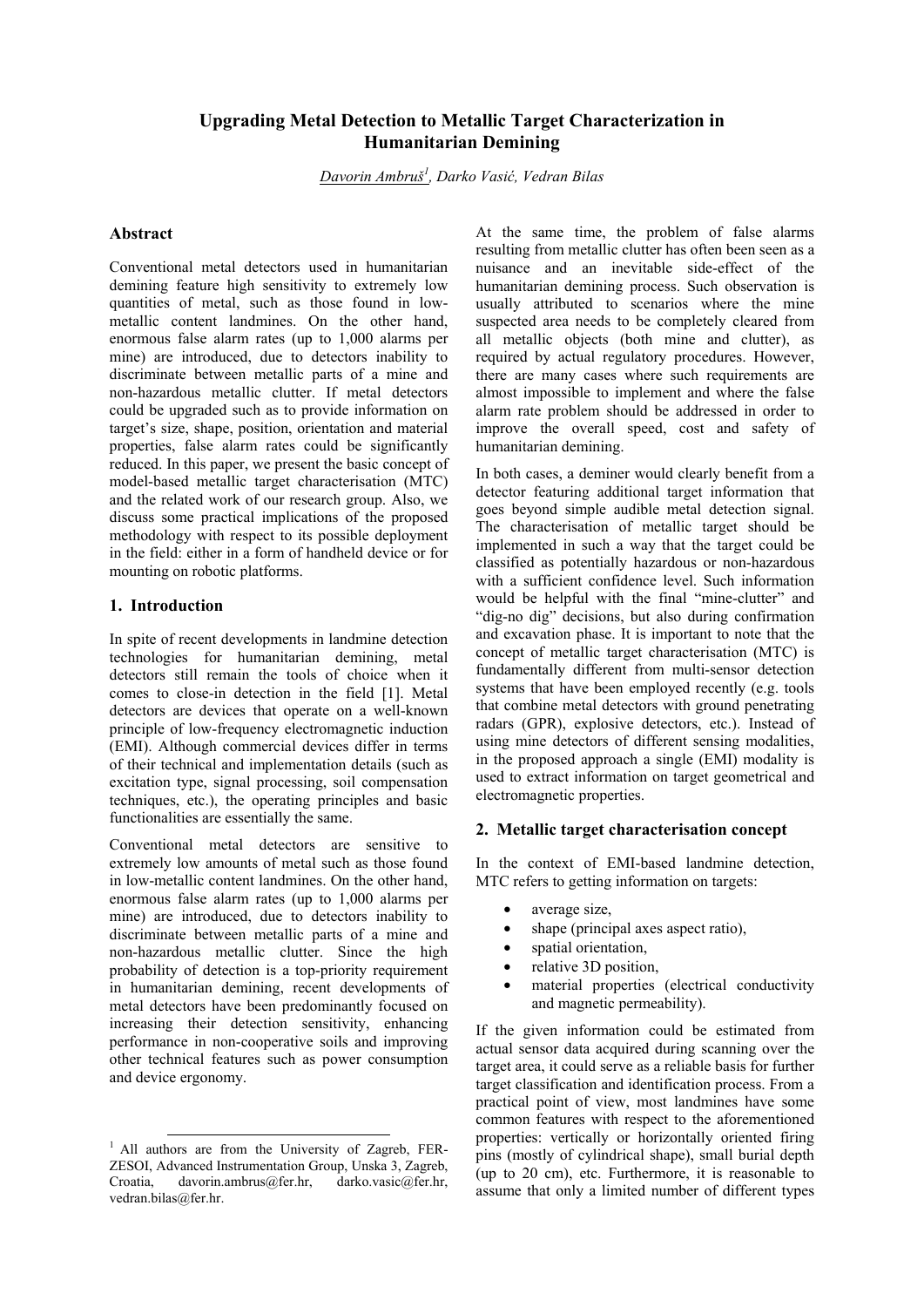# Upgrading Metal Detection to Metallic Target Characterization in Humanitarian Demining

*Davorin Ambruš[1], Darko Vasić, Vedran Bilas*

## Abstract

Conventional metal detectors used in humanitarian demining feature high sensitivity to extremely low quantities of metal, such as those found in low-metallic content landmines. On the other hand, enormous false alarm rates (up to 1,000 alarms per mine) are introduced, due to detectors inability to discriminate between metallic parts of a mine and non-hazardous metallic clutter. If metal detectors could be upgraded such as to provide information on target's size, shape, position, orientation and material properties, false alarm rates could be significantly reduced. In this paper, we present the basic concept of model-based metallic target characterisation (MTC) and the related work of our research group. Also, we discuss some practical implications of the proposed methodology with respect to its possible deployment in the field: either in a form of handheld device or for mounting on robotic platforms.

## 1. Introduction

In spite of recent developments in landmine detection technologies for humanitarian demining, metal detectors still remain the tools of choice when it comes to close-in detection in the field [1]. Metal detectors are devices that operate on a well-known principle of low-frequency electromagnetic induction (EMI). Although commercial devices differ in terms of their technical and implementation details (such as excitation type, signal processing, soil compensation techniques, etc.), the operating principles and basic functionalities are essentially the same.

Conventional metal detectors are sensitive to extremely low amounts of metal such as those found in low-metallic content landmines. On the other hand, enormous false alarm rates (up to 1,000 alarms per mine) are introduced, due to detectors inability to discriminate between metallic parts of a mine and non-hazardous metallic clutter. Since the high probability of detection is a top-priority requirement in humanitarian demining, recent developments of metal detectors have been predominantly focused on increasing their detection sensitivity, enhancing performance in non-cooperative soils and improving other technical features such as power consumption and device ergonomy.

At the same time, the problem of false alarms resulting from metallic clutter has often been seen as a nuisance and an inevitable side-effect of the humanitarian demining process. Such observation is usually attributed to scenarios where the mine suspected area needs to be completely cleared from all metallic objects (both mine and clutter), as required by actual regulatory procedures. However, there are many cases where such requirements are almost impossible to implement and where the false alarm rate problem should be addressed in order to improve the overall speed, cost and safety of humanitarian demining.

In both cases, a deminer would clearly benefit from a detector featuring additional target information that goes beyond simple audible metal detection signal. The characterisation of metallic target should be implemented in such a way that the target could be classified as potentially hazardous or non-hazardous with a sufficient confidence level. Such information would be helpful with the final "mine-clutter" and "dig-no dig" decisions, but also during confirmation and excavation phase. It is important to note that the concept of metallic target characterisation (MTC) is fundamentally different from multi-sensor detection systems that have been employed recently (e.g. tools that combine metal detectors with ground penetrating radars (GPR), explosive detectors, etc.). Instead of using mine detectors of different sensing modalities, in the proposed approach a single (EMI) modality is used to extract information on target geometrical and electromagnetic properties.

## 2. Metallic target characterisation concept

In the context of EMI-based landmine detection, MTC refers to getting information on targets:

- average size,
- shape (principal axes aspect ratio),
- spatial orientation,
- relative 3D position,
- material properties (electrical conductivity and magnetic permeability).

If the given information could be estimated from actual sensor data acquired during scanning over the target area, it could serve as a reliable basis for further target classification and identification process. From a practical point of view, most landmines have some common features with respect to the aforementioned properties: vertically or horizontally oriented firing pins (mostly of cylindrical shape), small burial depth (up to 20 cm), etc. Furthermore, it is reasonable to assume that only a limited number of different types

[1] All authors are from the University of Zagreb, FER-ZESOI, Advanced Instrumentation Group, Unska 3, Zagreb, Croatia, davorin.ambrus@fer.hr, darko.vasic@fer.hr, vedran.bilas@fer.hr.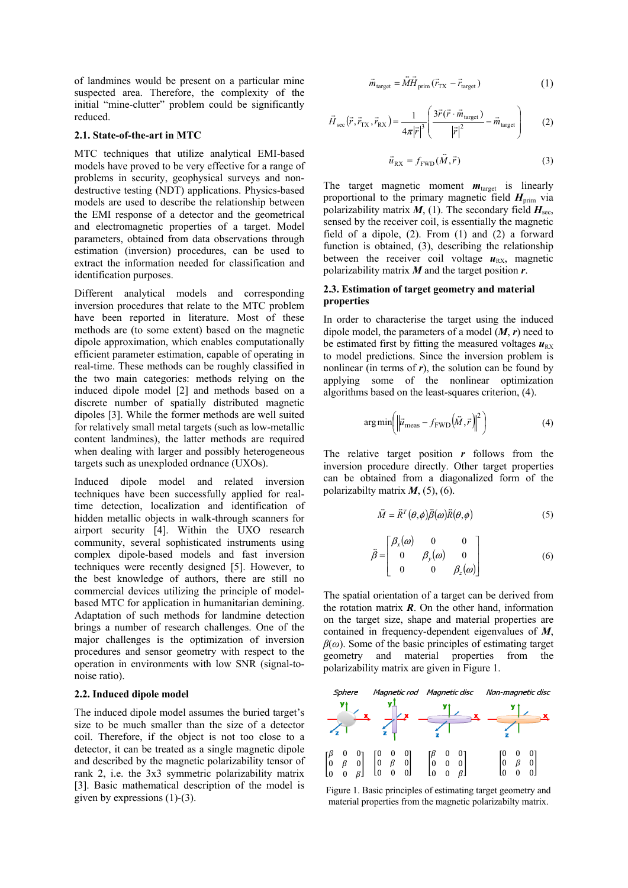of landmines would be present on a particular mine suspected area. Therefore, the complexity of the initial "mine-clutter" problem could be significantly reduced.

## 2.1. State-of-the-art in MTC

MTC techniques that utilize analytical EMI-based models have proved to be very effective for a range of problems in security, geophysical surveys and non-destructive testing (NDT) applications. Physics-based models are used to describe the relationship between the EMI response of a detector and the geometrical and electromagnetic properties of a target. Model parameters, obtained from data observations through estimation (inversion) procedures, can be used to extract the information needed for classification and identification purposes.

Different analytical models and corresponding inversion procedures that relate to the MTC problem have been reported in literature. Most of these methods are (to some extent) based on the magnetic dipole approximation, which enables computationally efficient parameter estimation, capable of operating in real-time. These methods can be roughly classified in the two main categories: methods relying on the induced dipole model [2] and methods based on a discrete number of spatially distributed magnetic dipoles [3]. While the former methods are well suited for relatively small metal targets (such as low-metallic content landmines), the latter methods are required when dealing with larger and possibly heterogeneous targets such as unexploded ordnance (UXOs).

Induced dipole model and related inversion techniques have been successfully applied for real-time detection, localization and identification of hidden metallic objects in walk-through scanners for airport security [4]. Within the UXO research community, several sophisticated instruments using complex dipole-based models and fast inversion techniques were recently designed [5]. However, to the best knowledge of authors, there are still no commercial devices utilizing the principle of model-based MTC for application in humanitarian demining. Adaptation of such methods for landmine detection brings a number of research challenges. One of the major challenges is the optimization of inversion procedures and sensor geometry with respect to the operation in environments with low SNR (signal-to-noise ratio).

## 2.2. Induced dipole model

The induced dipole model assumes the buried target's size to be much smaller than the size of a detector coil. Therefore, if the object is not too close to a detector, it can be treated as a single magnetic dipole and described by the magnetic polarizability tensor of rank 2, i.e. the 3x3 symmetric polarizability matrix [3]. Basic mathematical description of the model is given by expressions (1)-(3).

$$\vec{m}_{\text{target}} = \vec{M}\vec{H}_{\text{prim}}(\vec{r}_{\text{TX}} - \vec{r}_{\text{target}}) \tag{1}$$

$$\vec{H}_{\text{sec}}(\vec{r}, \vec{r}_{\text{TX}}, \vec{r}_{\text{RX}}) = \frac{1}{4\pi|\vec{r}|^3}\left(\frac{3\vec{r}(\vec{r}\cdot\vec{m}_{\text{target}})}{|\vec{r}|^2} - \vec{m}_{\text{target}}\right) \tag{2}$$

$$\vec{u}_{\text{RX}} = f_{\text{FWD}}(\vec{M}, \vec{r}) \tag{3}$$

The target magnetic moment $\boldsymbol{m}_{\text{target}}$ is linearly proportional to the primary magnetic field $\boldsymbol{H}_{\text{prim}}$ via polarizability matrix $\boldsymbol{M}$, (1). The secondary field $\boldsymbol{H}_{\text{sec}}$, sensed by the receiver coil, is essentially the magnetic field of a dipole, (2). From (1) and (2) a forward function is obtained, (3), describing the relationship between the receiver coil voltage $\boldsymbol{u}_{\text{RX}}$, magnetic polarizability matrix $\boldsymbol{M}$ and the target position $\boldsymbol{r}$.

## 2.3. Estimation of target geometry and material properties

In order to characterise the target using the induced dipole model, the parameters of a model ($\boldsymbol{M}$, $\boldsymbol{r}$) need to be estimated first by fitting the measured voltages $\boldsymbol{u}_{\text{RX}}$ to model predictions. Since the inversion problem is nonlinear (in terms of $\boldsymbol{r}$), the solution can be found by applying some of the nonlinear optimization algorithms based on the least-squares criterion, (4).

$$\arg\min\left(\left\|\vec{u}_{\text{meas}} - f_{\text{FWD}}(\vec{M}, \vec{r})\right\|^2\right) \tag{4}$$

The relative target position $\boldsymbol{r}$ follows from the inversion procedure directly. Other target properties can be obtained from a diagonalized form of the polarizabilty matrix $\boldsymbol{M}$, (5), (6).

$$\vec{M} = \vec{R}^T(\theta,\phi)\vec{\beta}(\omega)\vec{R}(\theta,\phi) \tag{5}$$

$$\vec{\beta} = \begin{bmatrix} \beta_x(\omega) & 0 & 0 \\ 0 & \beta_y(\omega) & 0 \\ 0 & 0 & \beta_z(\omega) \end{bmatrix} \tag{6}$$

The spatial orientation of a target can be derived from the rotation matrix $\boldsymbol{R}$. On the other hand, information on the target size, shape and material properties are contained in frequency-dependent eigenvalues of $\boldsymbol{M}$, $\beta(\omega)$. Some of the basic principles of estimating target geometry and material properties from the polarizability matrix are given in Figure 1.

| Sphere | Magnetic rod | Magnetic disc | Non-magnetic disc |
|---|---|---|---|
| $\begin{bmatrix} \beta & 0 & 0 \\ 0 & \beta & 0 \\ 0 & 0 & \beta \end{bmatrix}$ | $\begin{bmatrix} 0 & 0 & 0 \\ 0 & \beta & 0 \\ 0 & 0 & 0 \end{bmatrix}$ | $\begin{bmatrix} \beta & 0 & 0 \\ 0 & 0 & 0 \\ 0 & 0 & \beta \end{bmatrix}$ | $\begin{bmatrix} 0 & 0 & 0 \\ 0 & \beta & 0 \\ 0 & 0 & 0 \end{bmatrix}$ |

Figure 1. Basic principles of estimating target geometry and material properties from the magnetic polarizabilty matrix.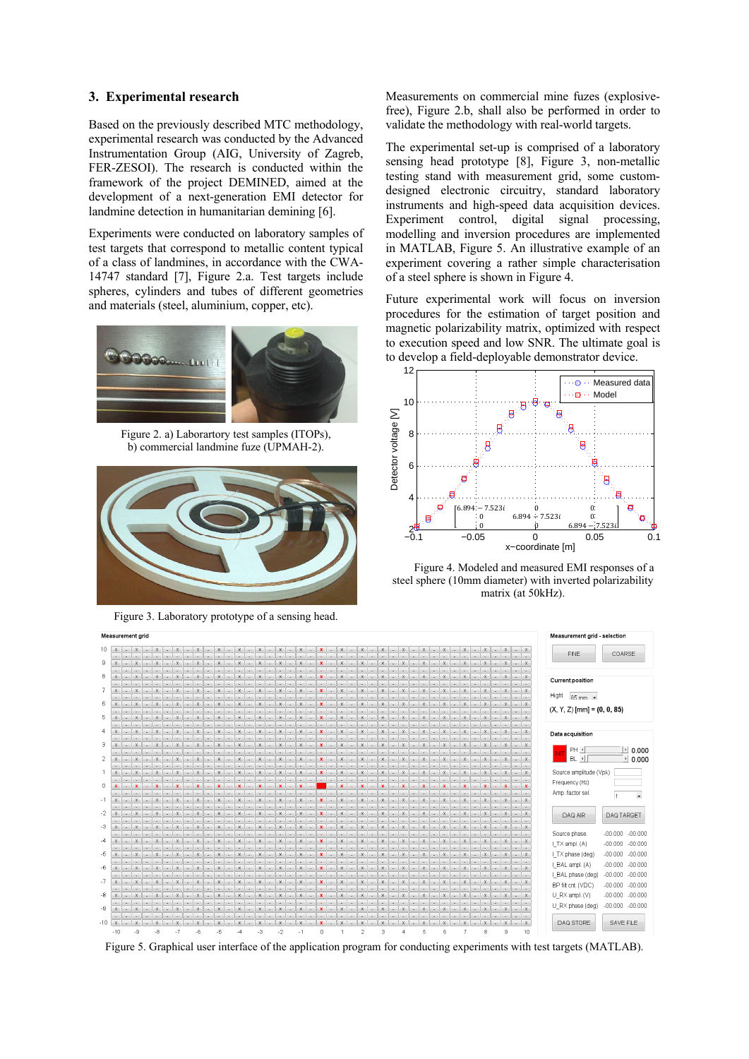## 3. Experimental research

Based on the previously described MTC methodology, experimental research was conducted by the Advanced Instrumentation Group (AIG, University of Zagreb, FER-ZESOI). The research is conducted within the framework of the project DEMINED, aimed at the development of a next-generation EMI detector for landmine detection in humanitarian demining [6].

Experiments were conducted on laboratory samples of test targets that correspond to metallic content typical of a class of landmines, in accordance with the CWA-14747 standard [7], Figure 2.a. Test targets include spheres, cylinders and tubes of different geometries and materials (steel, aluminium, copper, etc).

Figure 2. a) Laborartory test samples (ITOPs), b) commercial landmine fuze (UPMAH-2).

Figure 3. Laboratory prototype of a sensing head.

Measurements on commercial mine fuzes (explosive-free), Figure 2.b, shall also be performed in order to validate the methodology with real-world targets.

The experimental set-up is comprised of a laboratory sensing head prototype [8], Figure 3, non-metallic testing stand with measurement grid, some custom-designed electronic circuitry, standard laboratory instruments and high-speed data acquisition devices. Experiment control, digital signal processing, modelling and inversion procedures are implemented in MATLAB, Figure 5. An illustrative example of an experiment covering a rather simple characterisation of a steel sphere is shown in Figure 4.

Future experimental work will focus on inversion procedures for the estimation of target position and magnetic polarizability matrix, optimized with respect to execution speed and low SNR. The ultimate goal is to develop a field-deployable demonstrator device.

Figure 4. Modeled and measured EMI responses of a steel sphere (10mm diameter) with inverted polarizability matrix (at 50kHz).

Figure 5. Graphical user interface of the application program for conducting experiments with test targets (MATLAB).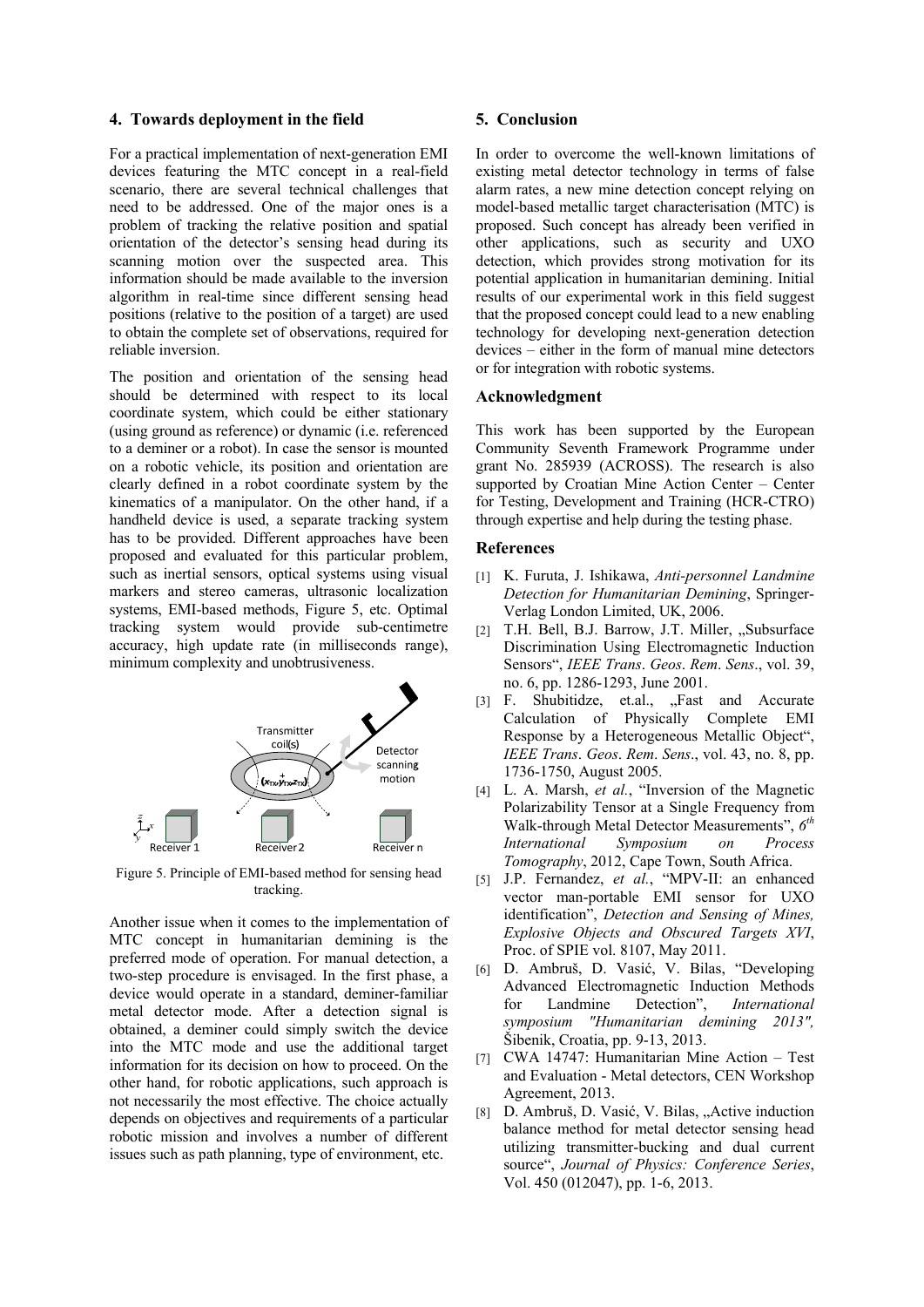## 4. Towards deployment in the field

For a practical implementation of next-generation EMI devices featuring the MTC concept in a real-field scenario, there are several technical challenges that need to be addressed. One of the major ones is a problem of tracking the relative position and spatial orientation of the detector's sensing head during its scanning motion over the suspected area. This information should be made available to the inversion algorithm in real-time since different sensing head positions (relative to the position of a target) are used to obtain the complete set of observations, required for reliable inversion.

The position and orientation of the sensing head should be determined with respect to its local coordinate system, which could be either stationary (using ground as reference) or dynamic (i.e. referenced to a deminer or a robot). In case the sensor is mounted on a robotic vehicle, its position and orientation are clearly defined in a robot coordinate system by the kinematics of a manipulator. On the other hand, if a handheld device is used, a separate tracking system has to be provided. Different approaches have been proposed and evaluated for this particular problem, such as inertial sensors, optical systems using visual markers and stereo cameras, ultrasonic localization systems, EMI-based methods, Figure 5, etc. Optimal tracking system would provide sub-centimetre accuracy, high update rate (in milliseconds range), minimum complexity and unobtrusiveness.

Transmitter coil(s)

Detector scanning motion

$(x_{TX}, y_{TX}, z_{TX})$

Receiver 1

Receiver 2

Receiver n

Figure 5. Principle of EMI-based method for sensing head tracking.

Another issue when it comes to the implementation of MTC concept in humanitarian demining is the preferred mode of operation. For manual detection, a two-step procedure is envisaged. In the first phase, a device would operate in a standard, deminer-familiar metal detector mode. After a detection signal is obtained, a deminer could simply switch the device into the MTC mode and use the additional target information for its decision on how to proceed. On the other hand, for robotic applications, such approach is not necessarily the most effective. The choice actually depends on objectives and requirements of a particular robotic mission and involves a number of different issues such as path planning, type of environment, etc.

## 5. Conclusion

In order to overcome the well-known limitations of existing metal detector technology in terms of false alarm rates, a new mine detection concept relying on model-based metallic target characterisation (MTC) is proposed. Such concept has already been verified in other applications, such as security and UXO detection, which provides strong motivation for its potential application in humanitarian demining. Initial results of our experimental work in this field suggest that the proposed concept could lead to a new enabling technology for developing next-generation detection devices – either in the form of manual mine detectors or for integration with robotic systems.

### Acknowledgment

This work has been supported by the European Community Seventh Framework Programme under grant No. 285939 (ACROSS). The research is also supported by Croatian Mine Action Center – Center for Testing, Development and Training (HCR-CTRO) through expertise and help during the testing phase.

### References

[1] K. Furuta, J. Ishikawa, *Anti-personnel Landmine Detection for Humanitarian Demining*, Springer-Verlag London Limited, UK, 2006.

[2] T.H. Bell, B.J. Barrow, J.T. Miller, „Subsurface Discrimination Using Electromagnetic Induction Sensors", *IEEE Trans. Geos. Rem. Sens.*, vol. 39, no. 6, pp. 1286-1293, June 2001.

[3] F. Shubitidze, et.al., „Fast and Accurate Calculation of Physically Complete EMI Response by a Heterogeneous Metallic Object", *IEEE Trans. Geos. Rem. Sens.*, vol. 43, no. 8, pp. 1736-1750, August 2005.

[4] L. A. Marsh, *et al.*, "Inversion of the Magnetic Polarizability Tensor at a Single Frequency from Walk-through Metal Detector Measurements", *6th International Symposium on Process Tomography*, 2012, Cape Town, South Africa.

[5] J.P. Fernandez, *et al.*, "MPV-II: an enhanced vector man-portable EMI sensor for UXO identification", *Detection and Sensing of Mines, Explosive Objects and Obscured Targets XVI*, Proc. of SPIE vol. 8107, May 2011.

[6] D. Ambruš, D. Vasić, V. Bilas, "Developing Advanced Electromagnetic Induction Methods for Landmine Detection", *International symposium "Humanitarian demining 2013"*, Šibenik, Croatia, pp. 9-13, 2013.

[7] CWA 14747: Humanitarian Mine Action – Test and Evaluation - Metal detectors, CEN Workshop Agreement, 2013.

[8] D. Ambruš, D. Vasić, V. Bilas, „Active induction balance method for metal detector sensing head utilizing transmitter-bucking and dual current source", *Journal of Physics: Conference Series*, Vol. 450 (012047), pp. 1-6, 2013.